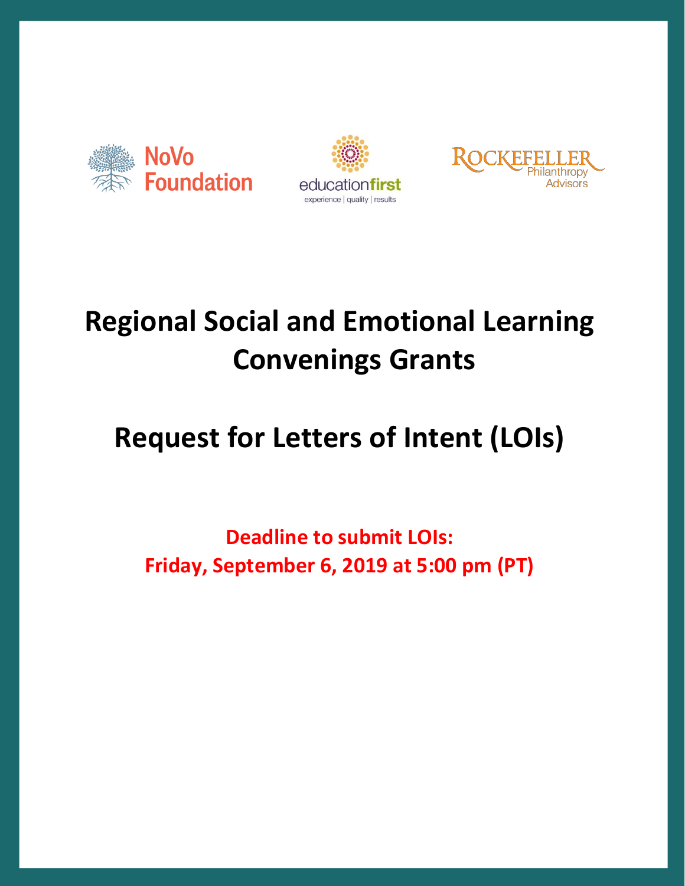NoVo Foundation

educationfirst
experience | quality | results

Rockefeller Philanthropy Advisors

# Regional Social and Emotional Learning Convenings Grants

# Request for Letters of Intent (LOIs)

**Deadline to submit LOIs:**
**Friday, September 6, 2019 at 5:00 pm (PT)**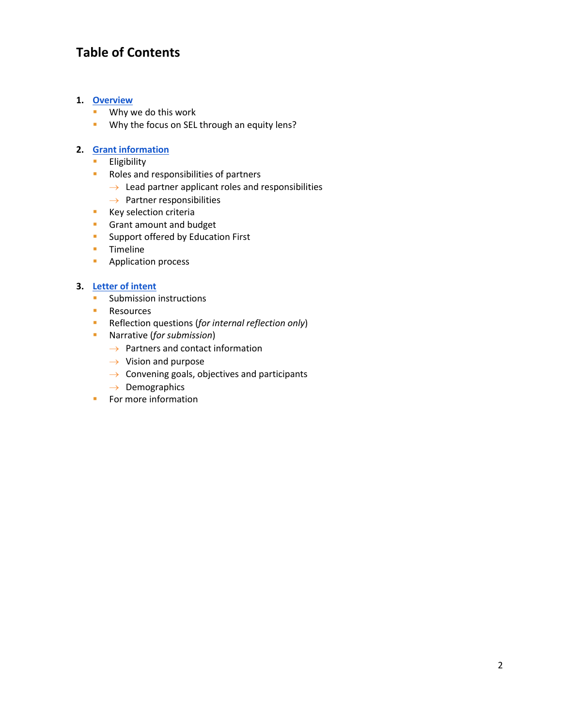# Table of Contents

1. **Overview**
   - Why we do this work
   - Why the focus on SEL through an equity lens?

2. **Grant information**
   - Eligibility
   - Roles and responsibilities of partners
     - → Lead partner applicant roles and responsibilities
     - → Partner responsibilities
   - Key selection criteria
   - Grant amount and budget
   - Support offered by Education First
   - Timeline
   - Application process

3. **Letter of intent**
   - Submission instructions
   - Resources
   - Reflection questions (*for internal reflection only*)
   - Narrative (*for submission*)
     - → Partners and contact information
     - → Vision and purpose
     - → Convening goals, objectives and participants
     - → Demographics
   - For more information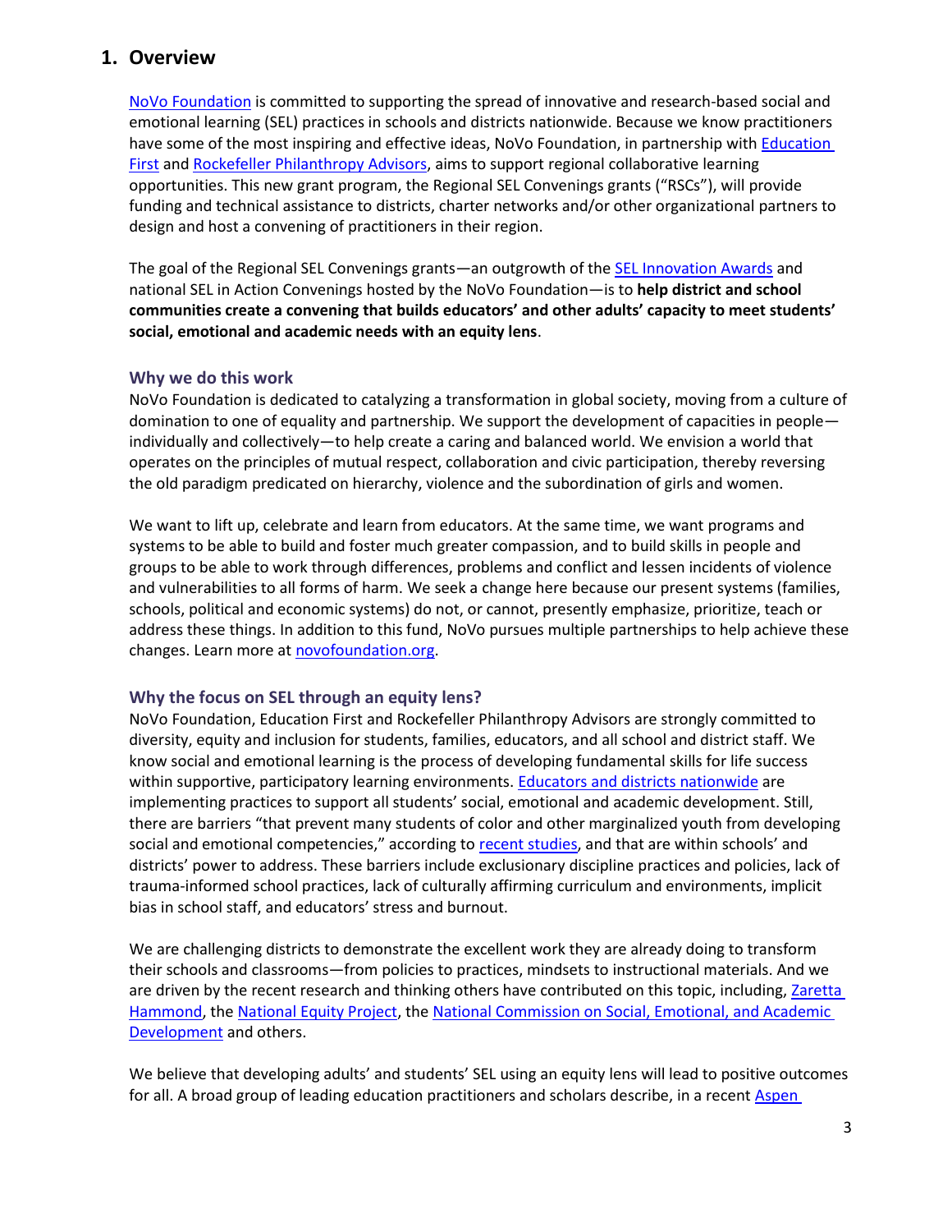## 1. Overview

NoVo Foundation is committed to supporting the spread of innovative and research-based social and emotional learning (SEL) practices in schools and districts nationwide. Because we know practitioners have some of the most inspiring and effective ideas, NoVo Foundation, in partnership with Education First and Rockefeller Philanthropy Advisors, aims to support regional collaborative learning opportunities. This new grant program, the Regional SEL Convenings grants ("RSCs"), will provide funding and technical assistance to districts, charter networks and/or other organizational partners to design and host a convening of practitioners in their region.

The goal of the Regional SEL Convenings grants—an outgrowth of the SEL Innovation Awards and national SEL in Action Convenings hosted by the NoVo Foundation—is to **help district and school communities create a convening that builds educators' and other adults' capacity to meet students' social, emotional and academic needs with an equity lens**.

### Why we do this work

NoVo Foundation is dedicated to catalyzing a transformation in global society, moving from a culture of domination to one of equality and partnership. We support the development of capacities in people—individually and collectively—to help create a caring and balanced world. We envision a world that operates on the principles of mutual respect, collaboration and civic participation, thereby reversing the old paradigm predicated on hierarchy, violence and the subordination of girls and women.

We want to lift up, celebrate and learn from educators. At the same time, we want programs and systems to be able to build and foster much greater compassion, and to build skills in people and groups to be able to work through differences, problems and conflict and lessen incidents of violence and vulnerabilities to all forms of harm. We seek a change here because our present systems (families, schools, political and economic systems) do not, or cannot, presently emphasize, prioritize, teach or address these things. In addition to this fund, NoVo pursues multiple partnerships to help achieve these changes. Learn more at novofoundation.org.

### Why the focus on SEL through an equity lens?

NoVo Foundation, Education First and Rockefeller Philanthropy Advisors are strongly committed to diversity, equity and inclusion for students, families, educators, and all school and district staff. We know social and emotional learning is the process of developing fundamental skills for life success within supportive, participatory learning environments. Educators and districts nationwide are implementing practices to support all students' social, emotional and academic development. Still, there are barriers "that prevent many students of color and other marginalized youth from developing social and emotional competencies," according to recent studies, and that are within schools' and districts' power to address. These barriers include exclusionary discipline practices and policies, lack of trauma-informed school practices, lack of culturally affirming curriculum and environments, implicit bias in school staff, and educators' stress and burnout.

We are challenging districts to demonstrate the excellent work they are already doing to transform their schools and classrooms—from policies to practices, mindsets to instructional materials. And we are driven by the recent research and thinking others have contributed on this topic, including, Zaretta Hammond, the National Equity Project, the National Commission on Social, Emotional, and Academic Development and others.

We believe that developing adults' and students' SEL using an equity lens will lead to positive outcomes for all. A broad group of leading education practitioners and scholars describe, in a recent Aspen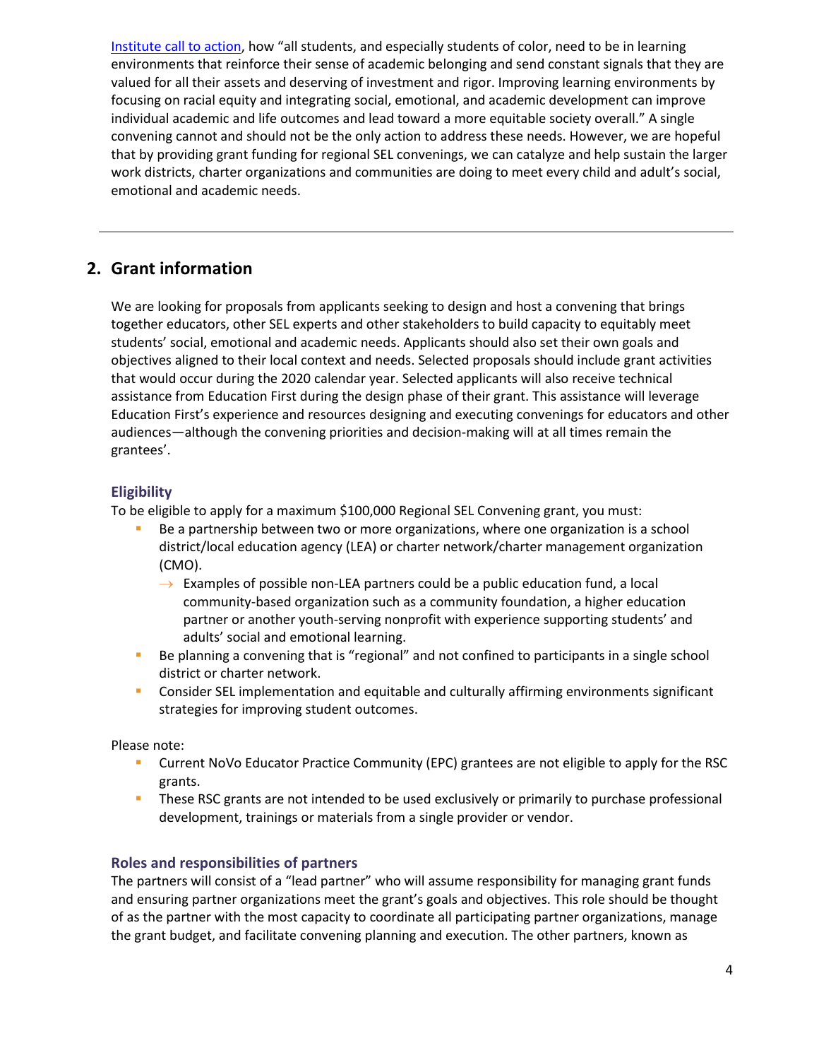[Institute call to action](), how "all students, and especially students of color, need to be in learning environments that reinforce their sense of academic belonging and send constant signals that they are valued for all their assets and deserving of investment and rigor. Improving learning environments by focusing on racial equity and integrating social, emotional, and academic development can improve individual academic and life outcomes and lead toward a more equitable society overall." A single convening cannot and should not be the only action to address these needs. However, we are hopeful that by providing grant funding for regional SEL convenings, we can catalyze and help sustain the larger work districts, charter organizations and communities are doing to meet every child and adult's social, emotional and academic needs.

---

## 2. Grant information

We are looking for proposals from applicants seeking to design and host a convening that brings together educators, other SEL experts and other stakeholders to build capacity to equitably meet students' social, emotional and academic needs. Applicants should also set their own goals and objectives aligned to their local context and needs. Selected proposals should include grant activities that would occur during the 2020 calendar year. Selected applicants will also receive technical assistance from Education First during the design phase of their grant. This assistance will leverage Education First's experience and resources designing and executing convenings for educators and other audiences—although the convening priorities and decision-making will at all times remain the grantees'.

### Eligibility

To be eligible to apply for a maximum $100,000 Regional SEL Convening grant, you must:

- Be a partnership between two or more organizations, where one organization is a school district/local education agency (LEA) or charter network/charter management organization (CMO).
  - → Examples of possible non-LEA partners could be a public education fund, a local community-based organization such as a community foundation, a higher education partner or another youth-serving nonprofit with experience supporting students' and adults' social and emotional learning.
- Be planning a convening that is "regional" and not confined to participants in a single school district or charter network.
- Consider SEL implementation and equitable and culturally affirming environments significant strategies for improving student outcomes.

Please note:

- Current NoVo Educator Practice Community (EPC) grantees are not eligible to apply for the RSC grants.
- These RSC grants are not intended to be used exclusively or primarily to purchase professional development, trainings or materials from a single provider or vendor.

### Roles and responsibilities of partners

The partners will consist of a "lead partner" who will assume responsibility for managing grant funds and ensuring partner organizations meet the grant's goals and objectives. This role should be thought of as the partner with the most capacity to coordinate all participating partner organizations, manage the grant budget, and facilitate convening planning and execution. The other partners, known as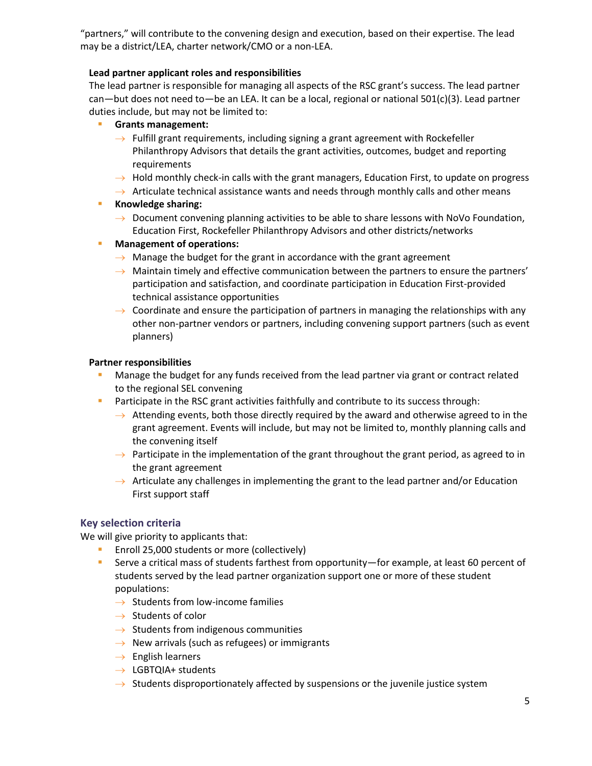"partners," will contribute to the convening design and execution, based on their expertise. The lead may be a district/LEA, charter network/CMO or a non-LEA.

**Lead partner applicant roles and responsibilities**

The lead partner is responsible for managing all aspects of the RSC grant's success. The lead partner can—but does not need to—be an LEA. It can be a local, regional or national 501(c)(3). Lead partner duties include, but may not be limited to:

- **Grants management:**
  - → Fulfill grant requirements, including signing a grant agreement with Rockefeller Philanthropy Advisors that details the grant activities, outcomes, budget and reporting requirements
  - → Hold monthly check-in calls with the grant managers, Education First, to update on progress
  - → Articulate technical assistance wants and needs through monthly calls and other means
- **Knowledge sharing:**
  - → Document convening planning activities to be able to share lessons with NoVo Foundation, Education First, Rockefeller Philanthropy Advisors and other districts/networks
- **Management of operations:**
  - → Manage the budget for the grant in accordance with the grant agreement
  - → Maintain timely and effective communication between the partners to ensure the partners' participation and satisfaction, and coordinate participation in Education First-provided technical assistance opportunities
  - → Coordinate and ensure the participation of partners in managing the relationships with any other non-partner vendors or partners, including convening support partners (such as event planners)

**Partner responsibilities**

- Manage the budget for any funds received from the lead partner via grant or contract related to the regional SEL convening
- Participate in the RSC grant activities faithfully and contribute to its success through:
  - → Attending events, both those directly required by the award and otherwise agreed to in the grant agreement. Events will include, but may not be limited to, monthly planning calls and the convening itself
  - → Participate in the implementation of the grant throughout the grant period, as agreed to in the grant agreement
  - → Articulate any challenges in implementing the grant to the lead partner and/or Education First support staff

## Key selection criteria

We will give priority to applicants that:

- Enroll 25,000 students or more (collectively)
- Serve a critical mass of students farthest from opportunity—for example, at least 60 percent of students served by the lead partner organization support one or more of these student populations:
  - → Students from low-income families
  - → Students of color
  - → Students from indigenous communities
  - → New arrivals (such as refugees) or immigrants
  - → English learners
  - → LGBTQIA+ students
  - → Students disproportionately affected by suspensions or the juvenile justice system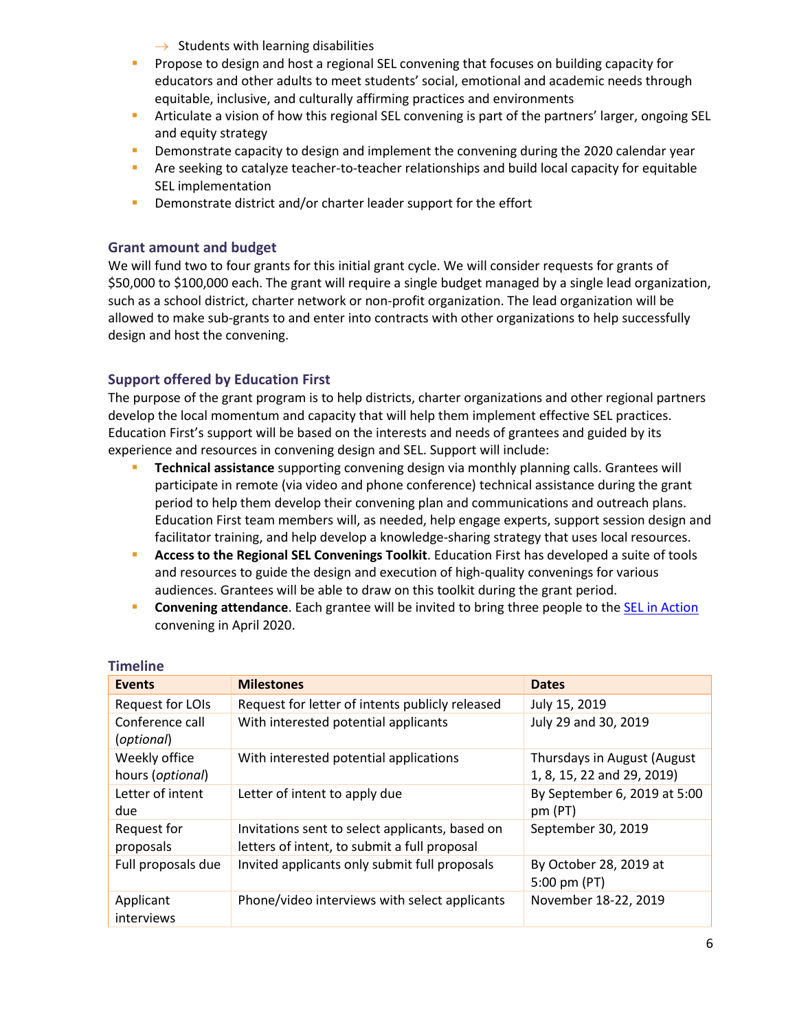- → Students with learning disabilities
- Propose to design and host a regional SEL convening that focuses on building capacity for educators and other adults to meet students' social, emotional and academic needs through equitable, inclusive, and culturally affirming practices and environments
- Articulate a vision of how this regional SEL convening is part of the partners' larger, ongoing SEL and equity strategy
- Demonstrate capacity to design and implement the convening during the 2020 calendar year
- Are seeking to catalyze teacher-to-teacher relationships and build local capacity for equitable SEL implementation
- Demonstrate district and/or charter leader support for the effort

### Grant amount and budget

We will fund two to four grants for this initial grant cycle. We will consider requests for grants of $50,000 to $100,000 each. The grant will require a single budget managed by a single lead organization, such as a school district, charter network or non-profit organization. The lead organization will be allowed to make sub-grants to and enter into contracts with other organizations to help successfully design and host the convening.

### Support offered by Education First

The purpose of the grant program is to help districts, charter organizations and other regional partners develop the local momentum and capacity that will help them implement effective SEL practices. Education First's support will be based on the interests and needs of grantees and guided by its experience and resources in convening design and SEL. Support will include:

- **Technical assistance** supporting convening design via monthly planning calls. Grantees will participate in remote (via video and phone conference) technical assistance during the grant period to help them develop their convening plan and communications and outreach plans. Education First team members will, as needed, help engage experts, support session design and facilitator training, and help develop a knowledge-sharing strategy that uses local resources.
- **Access to the Regional SEL Convenings Toolkit**. Education First has developed a suite of tools and resources to guide the design and execution of high-quality convenings for various audiences. Grantees will be able to draw on this toolkit during the grant period.
- **Convening attendance**. Each grantee will be invited to bring three people to the SEL in Action convening in April 2020.

### Timeline

| Events | Milestones | Dates |
|---|---|---|
| Request for LOIs | Request for letter of intents publicly released | July 15, 2019 |
| Conference call (*optional*) | With interested potential applicants | July 29 and 30, 2019 |
| Weekly office hours (*optional*) | With interested potential applications | Thursdays in August (August 1, 8, 15, 22 and 29, 2019) |
| Letter of intent due | Letter of intent to apply due | By September 6, 2019 at 5:00 pm (PT) |
| Request for proposals | Invitations sent to select applicants, based on letters of intent, to submit a full proposal | September 30, 2019 |
| Full proposals due | Invited applicants only submit full proposals | By October 28, 2019 at 5:00 pm (PT) |
| Applicant interviews | Phone/video interviews with select applicants | November 18-22, 2019 |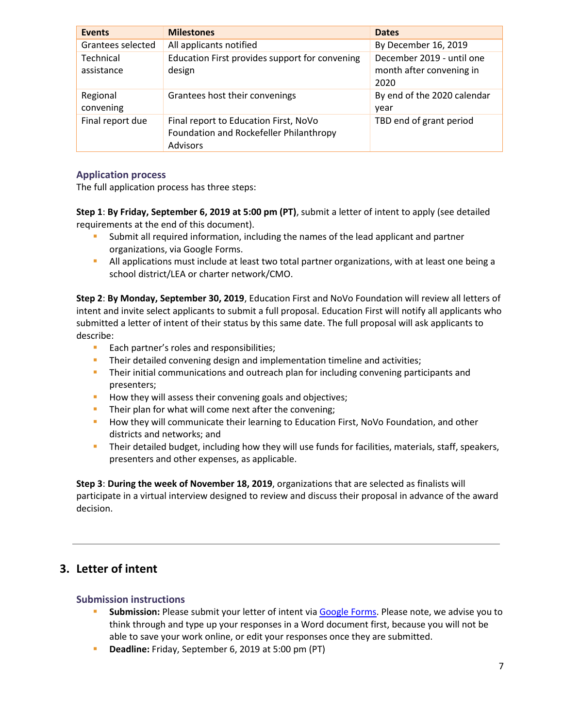| Events | Milestones | Dates |
|---|---|---|
| Grantees selected | All applicants notified | By December 16, 2019 |
| Technical assistance | Education First provides support for convening design | December 2019 - until one month after convening in 2020 |
| Regional convening | Grantees host their convenings | By end of the 2020 calendar year |
| Final report due | Final report to Education First, NoVo Foundation and Rockefeller Philanthropy Advisors | TBD end of grant period |

### Application process

The full application process has three steps:

**Step 1**: **By Friday, September 6, 2019 at 5:00 pm (PT)**, submit a letter of intent to apply (see detailed requirements at the end of this document).

- Submit all required information, including the names of the lead applicant and partner organizations, via Google Forms.
- All applications must include at least two total partner organizations, with at least one being a school district/LEA or charter network/CMO.

**Step 2**: **By Monday, September 30, 2019**, Education First and NoVo Foundation will review all letters of intent and invite select applicants to submit a full proposal. Education First will notify all applicants who submitted a letter of intent of their status by this same date. The full proposal will ask applicants to describe:

- Each partner's roles and responsibilities;
- Their detailed convening design and implementation timeline and activities;
- Their initial communications and outreach plan for including convening participants and presenters;
- How they will assess their convening goals and objectives;
- Their plan for what will come next after the convening;
- How they will communicate their learning to Education First, NoVo Foundation, and other districts and networks; and
- Their detailed budget, including how they will use funds for facilities, materials, staff, speakers, presenters and other expenses, as applicable.

**Step 3**: **During the week of November 18, 2019**, organizations that are selected as finalists will participate in a virtual interview designed to review and discuss their proposal in advance of the award decision.

---

## 3. Letter of intent

### Submission instructions

- **Submission:** Please submit your letter of intent via Google Forms. Please note, we advise you to think through and type up your responses in a Word document first, because you will not be able to save your work online, or edit your responses once they are submitted.
- **Deadline:** Friday, September 6, 2019 at 5:00 pm (PT)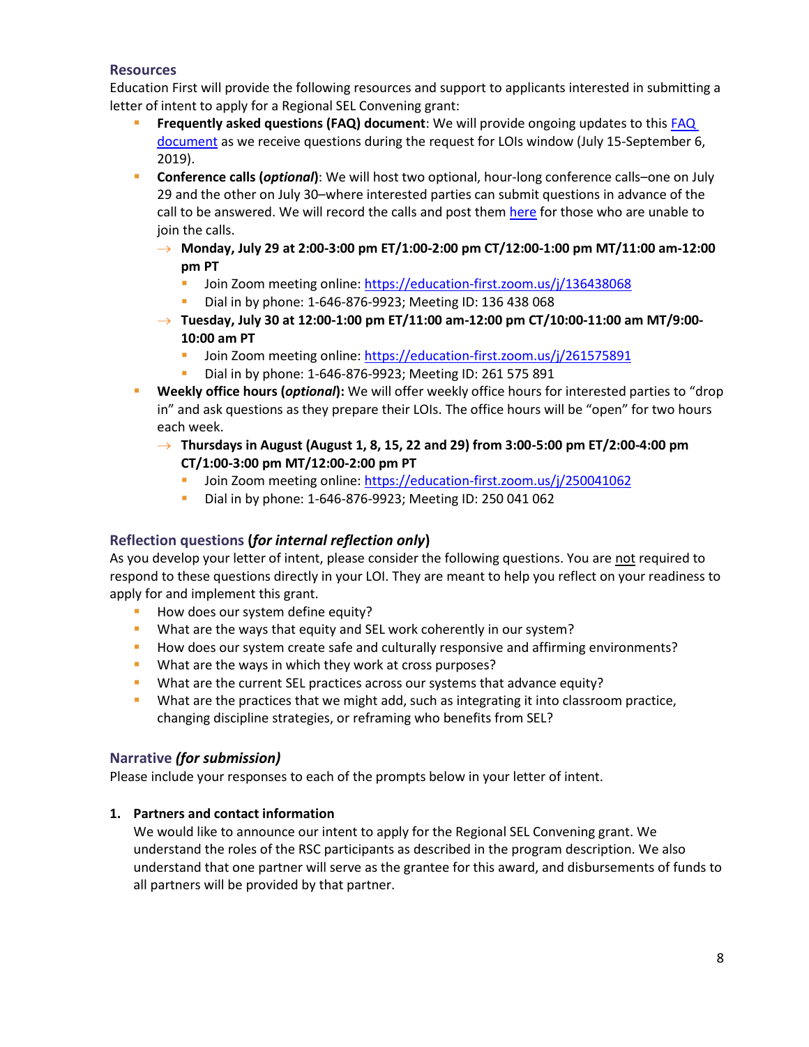### Resources

Education First will provide the following resources and support to applicants interested in submitting a letter of intent to apply for a Regional SEL Convening grant:

- **Frequently asked questions (FAQ) document**: We will provide ongoing updates to this [FAQ document]() as we receive questions during the request for LOIs window (July 15-September 6, 2019).
- **Conference calls (*optional*)**: We will host two optional, hour-long conference calls–one on July 29 and the other on July 30–where interested parties can submit questions in advance of the call to be answered. We will record the calls and post them [here]() for those who are unable to join the calls.
  - → **Monday, July 29 at 2:00-3:00 pm ET/1:00-2:00 pm CT/12:00-1:00 pm MT/11:00 am-12:00 pm PT**
    - Join Zoom meeting online: https://education-first.zoom.us/j/136438068
    - Dial in by phone: 1-646-876-9923; Meeting ID: 136 438 068
  - → **Tuesday, July 30 at 12:00-1:00 pm ET/11:00 am-12:00 pm CT/10:00-11:00 am MT/9:00-10:00 am PT**
    - Join Zoom meeting online: https://education-first.zoom.us/j/261575891
    - Dial in by phone: 1-646-876-9923; Meeting ID: 261 575 891
- **Weekly office hours (*optional*):** We will offer weekly office hours for interested parties to "drop in" and ask questions as they prepare their LOIs. The office hours will be "open" for two hours each week.
  - → **Thursdays in August (August 1, 8, 15, 22 and 29) from 3:00-5:00 pm ET/2:00-4:00 pm CT/1:00-3:00 pm MT/12:00-2:00 pm PT**
    - Join Zoom meeting online: https://education-first.zoom.us/j/250041062
    - Dial in by phone: 1-646-876-9923; Meeting ID: 250 041 062

### Reflection questions (*for internal reflection only*)

As you develop your letter of intent, please consider the following questions. You are not required to respond to these questions directly in your LOI. They are meant to help you reflect on your readiness to apply for and implement this grant.

- How does our system define equity?
- What are the ways that equity and SEL work coherently in our system?
- How does our system create safe and culturally responsive and affirming environments?
- What are the ways in which they work at cross purposes?
- What are the current SEL practices across our systems that advance equity?
- What are the practices that we might add, such as integrating it into classroom practice, changing discipline strategies, or reframing who benefits from SEL?

### Narrative *(for submission)*

Please include your responses to each of the prompts below in your letter of intent.

1. **Partners and contact information**

   We would like to announce our intent to apply for the Regional SEL Convening grant. We understand the roles of the RSC participants as described in the program description. We also understand that one partner will serve as the grantee for this award, and disbursements of funds to all partners will be provided by that partner.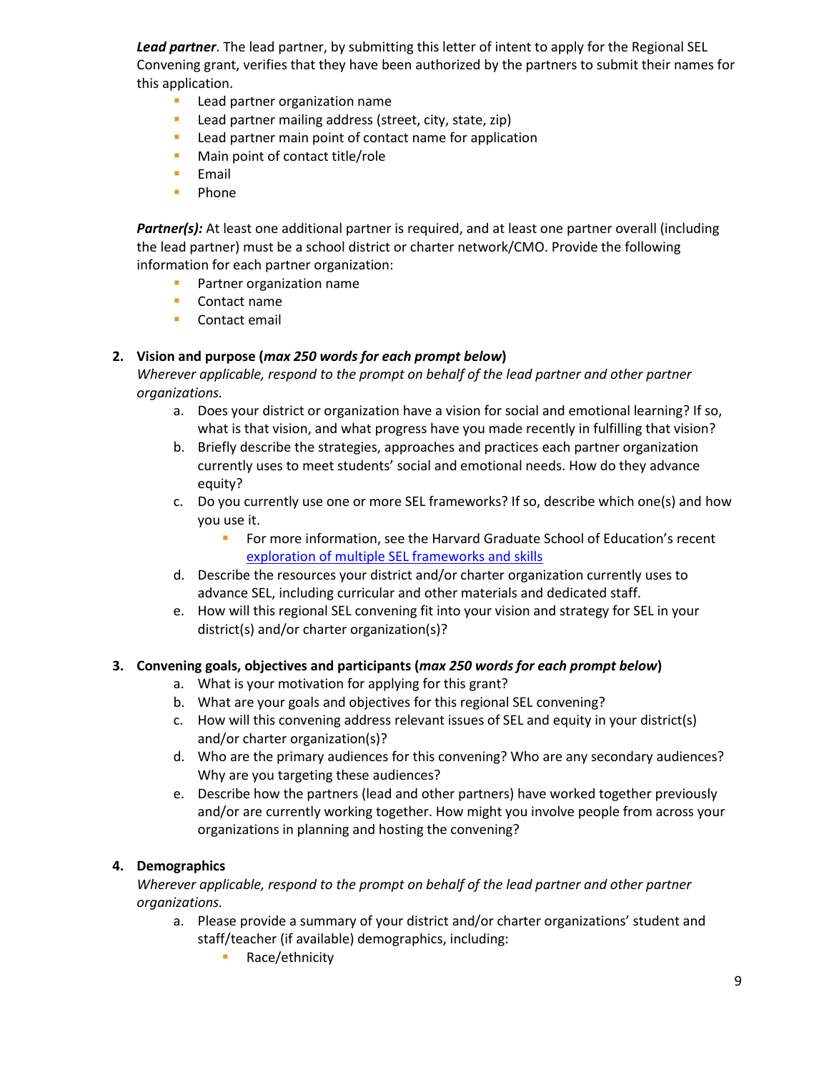***Lead partner***. The lead partner, by submitting this letter of intent to apply for the Regional SEL Convening grant, verifies that they have been authorized by the partners to submit their names for this application.

- Lead partner organization name
- Lead partner mailing address (street, city, state, zip)
- Lead partner main point of contact name for application
- Main point of contact title/role
- Email
- Phone

***Partner(s):*** At least one additional partner is required, and at least one partner overall (including the lead partner) must be a school district or charter network/CMO. Provide the following information for each partner organization:

- Partner organization name
- Contact name
- Contact email

**2. Vision and purpose (*max 250 words for each prompt below*)**

*Wherever applicable, respond to the prompt on behalf of the lead partner and other partner organizations.*

a. Does your district or organization have a vision for social and emotional learning? If so, what is that vision, and what progress have you made recently in fulfilling that vision?
b. Briefly describe the strategies, approaches and practices each partner organization currently uses to meet students' social and emotional needs. How do they advance equity?
c. Do you currently use one or more SEL frameworks? If so, describe which one(s) and how you use it.
    - For more information, see the Harvard Graduate School of Education's recent exploration of multiple SEL frameworks and skills
d. Describe the resources your district and/or charter organization currently uses to advance SEL, including curricular and other materials and dedicated staff.
e. How will this regional SEL convening fit into your vision and strategy for SEL in your district(s) and/or charter organization(s)?

**3. Convening goals, objectives and participants (*max 250 words for each prompt below*)**

a. What is your motivation for applying for this grant?
b. What are your goals and objectives for this regional SEL convening?
c. How will this convening address relevant issues of SEL and equity in your district(s) and/or charter organization(s)?
d. Who are the primary audiences for this convening? Who are any secondary audiences? Why are you targeting these audiences?
e. Describe how the partners (lead and other partners) have worked together previously and/or are currently working together. How might you involve people from across your organizations in planning and hosting the convening?

**4. Demographics**

*Wherever applicable, respond to the prompt on behalf of the lead partner and other partner organizations.*

a. Please provide a summary of your district and/or charter organizations' student and staff/teacher (if available) demographics, including:
    - Race/ethnicity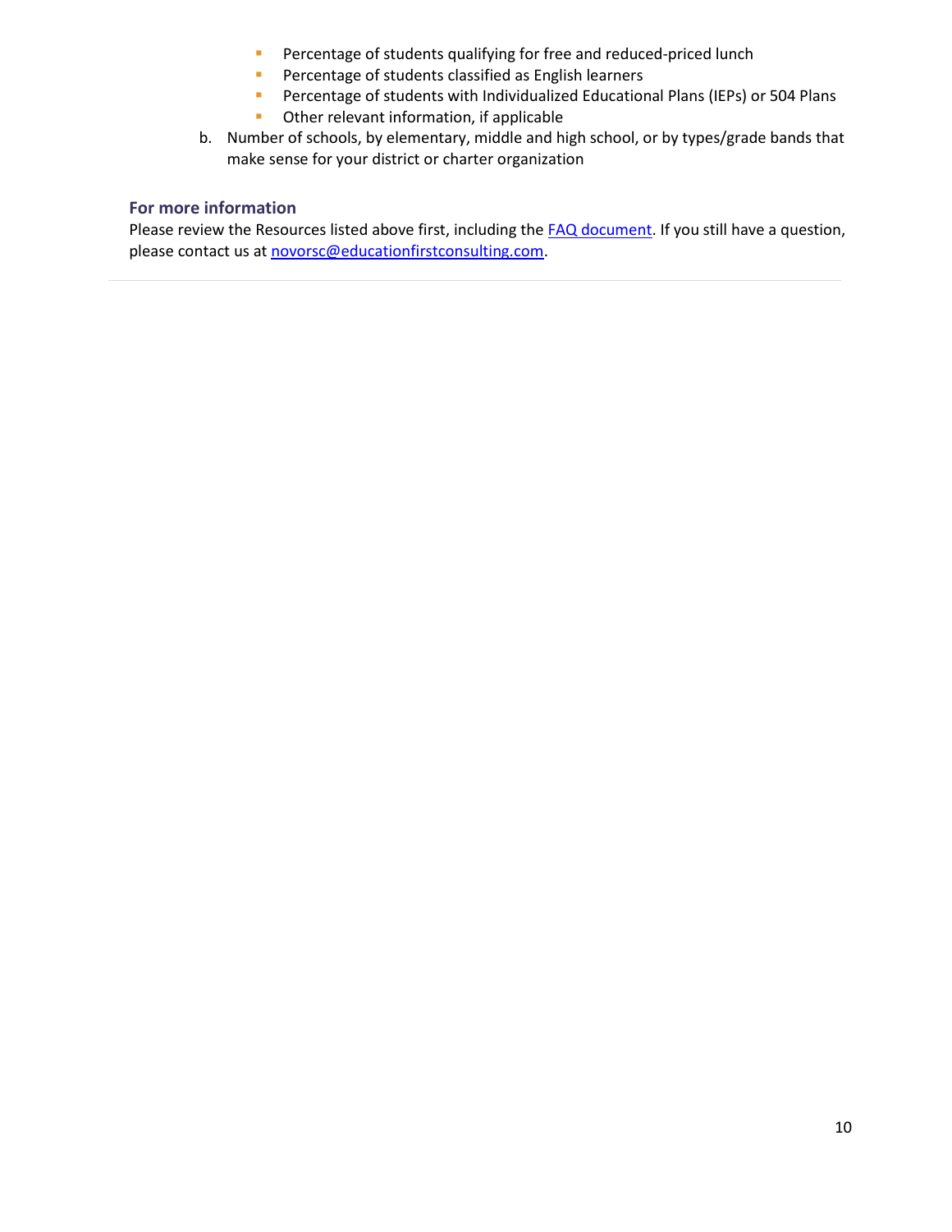- Percentage of students qualifying for free and reduced-priced lunch
    - Percentage of students classified as English learners
    - Percentage of students with Individualized Educational Plans (IEPs) or 504 Plans
    - Other relevant information, if applicable

b. Number of schools, by elementary, middle and high school, or by types/grade bands that make sense for your district or charter organization

### For more information

Please review the Resources listed above first, including the [FAQ document](). If you still have a question, please contact us at [novorsc@educationfirstconsulting.com](mailto:novorsc@educationfirstconsulting.com).

---